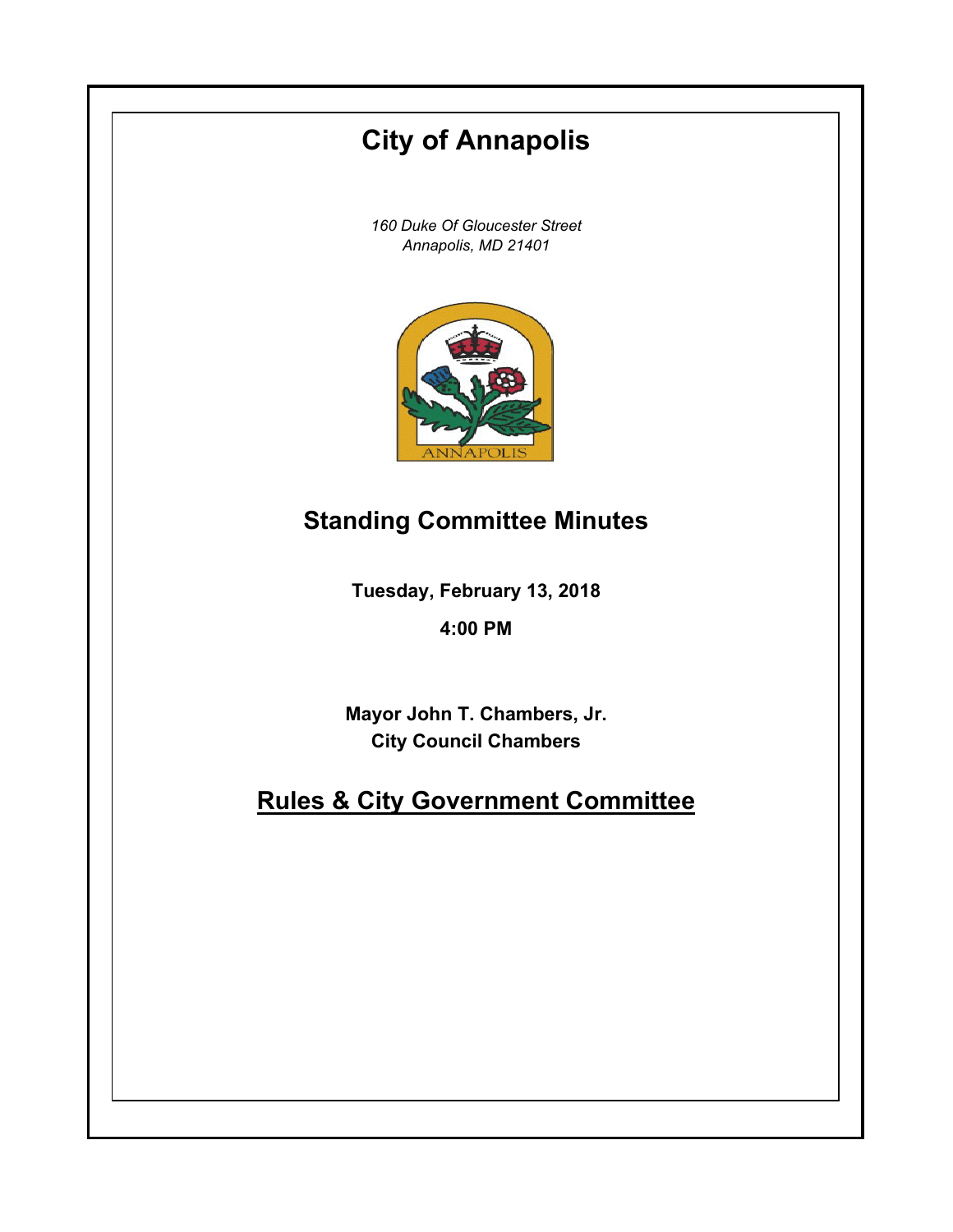# City of Annapolis

*160 Duke Of Gloucester Street*
*Annapolis, MD 21401*

## Standing Committee Minutes

**Tuesday, February 13, 2018**

**4:00 PM**

**Mayor John T. Chambers, Jr.**
**City Council Chambers**

## Rules & City Government Committee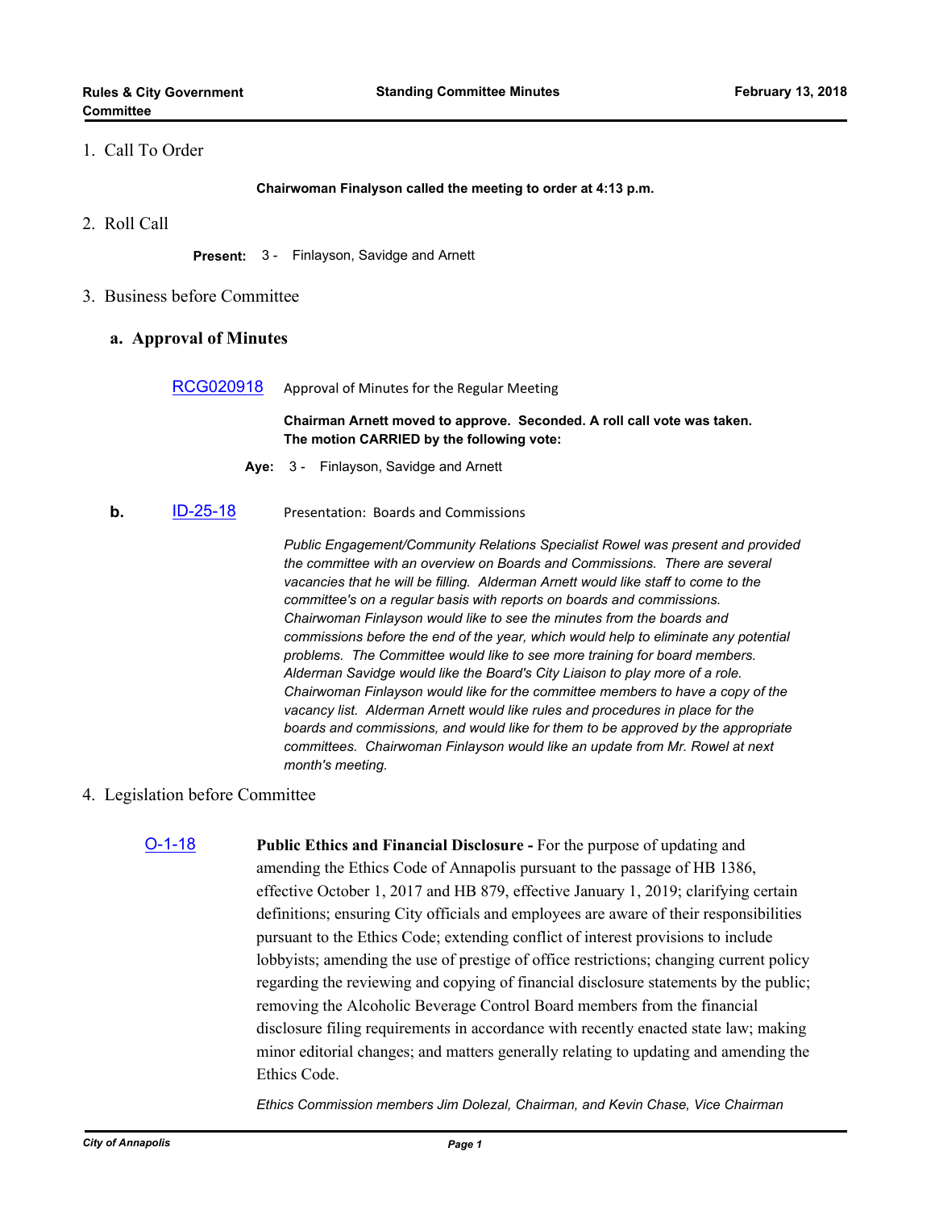1. Call To Order

**Chairwoman Finalyson called the meeting to order at 4:13 p.m.**

2. Roll Call

**Present:** 3 - Finlayson, Savidge and Arnett

3. Business before Committee

### a. Approval of Minutes

RCG020918 Approval of Minutes for the Regular Meeting

**Chairman Arnett moved to approve. Seconded. A roll call vote was taken. The motion CARRIED by the following vote:**

**Aye:** 3 - Finlayson, Savidge and Arnett

**b.** ID-25-18 Presentation: Boards and Commissions

*Public Engagement/Community Relations Specialist Rowel was present and provided the committee with an overview on Boards and Commissions. There are several vacancies that he will be filling. Alderman Arnett would like staff to come to the committee's on a regular basis with reports on boards and commissions. Chairwoman Finlayson would like to see the minutes from the boards and commissions before the end of the year, which would help to eliminate any potential problems. The Committee would like to see more training for board members. Alderman Savidge would like the Board's City Liaison to play more of a role. Chairwoman Finlayson would like for the committee members to have a copy of the vacancy list. Alderman Arnett would like rules and procedures in place for the boards and commissions, and would like for them to be approved by the appropriate committees. Chairwoman Finlayson would like an update from Mr. Rowel at next month's meeting.*

4. Legislation before Committee

O-1-18 **Public Ethics and Financial Disclosure -** For the purpose of updating and amending the Ethics Code of Annapolis pursuant to the passage of HB 1386, effective October 1, 2017 and HB 879, effective January 1, 2019; clarifying certain definitions; ensuring City officials and employees are aware of their responsibilities pursuant to the Ethics Code; extending conflict of interest provisions to include lobbyists; amending the use of prestige of office restrictions; changing current policy regarding the reviewing and copying of financial disclosure statements by the public; removing the Alcoholic Beverage Control Board members from the financial disclosure filing requirements in accordance with recently enacted state law; making minor editorial changes; and matters generally relating to updating and amending the Ethics Code.

*Ethics Commission members Jim Dolezal, Chairman, and Kevin Chase, Vice Chairman*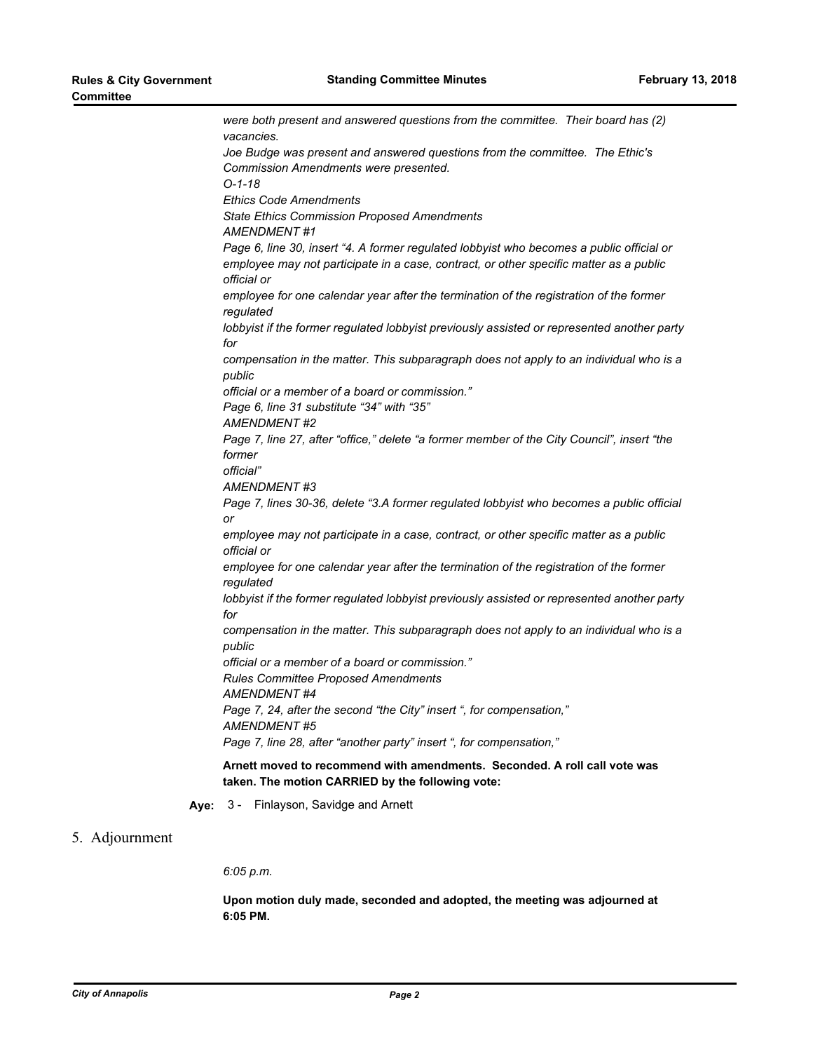*were both present and answered questions from the committee. Their board has (2) vacancies.*

*Joe Budge was present and answered questions from the committee. The Ethic's Commission Amendments were presented.*

*O-1-18*

*Ethics Code Amendments*

*State Ethics Commission Proposed Amendments*

*AMENDMENT #1*

*Page 6, line 30, insert "4. A former regulated lobbyist who becomes a public official or employee may not participate in a case, contract, or other specific matter as a public official or*
*employee for one calendar year after the termination of the registration of the former regulated*
*lobbyist if the former regulated lobbyist previously assisted or represented another party for*
*compensation in the matter. This subparagraph does not apply to an individual who is a public*
*official or a member of a board or commission."*

*Page 6, line 31 substitute "34" with "35"*

*AMENDMENT #2*

*Page 7, line 27, after "office," delete "a former member of the City Council", insert "the former*
*official"*

*AMENDMENT #3*

*Page 7, lines 30-36, delete "3.A former regulated lobbyist who becomes a public official or*
*employee may not participate in a case, contract, or other specific matter as a public official or*
*employee for one calendar year after the termination of the registration of the former regulated*
*lobbyist if the former regulated lobbyist previously assisted or represented another party for*
*compensation in the matter. This subparagraph does not apply to an individual who is a public*
*official or a member of a board or commission."*

*Rules Committee Proposed Amendments*

*AMENDMENT #4*

*Page 7, 24, after the second "the City" insert ", for compensation,"*

*AMENDMENT #5*

*Page 7, line 28, after "another party" insert ", for compensation,"*

**Arnett moved to recommend with amendments. Seconded. A roll call vote was taken. The motion CARRIED by the following vote:**

**Aye:** 3 - Finlayson, Savidge and Arnett

## 5. Adjournment

*6:05 p.m.*

**Upon motion duly made, seconded and adopted, the meeting was adjourned at 6:05 PM.**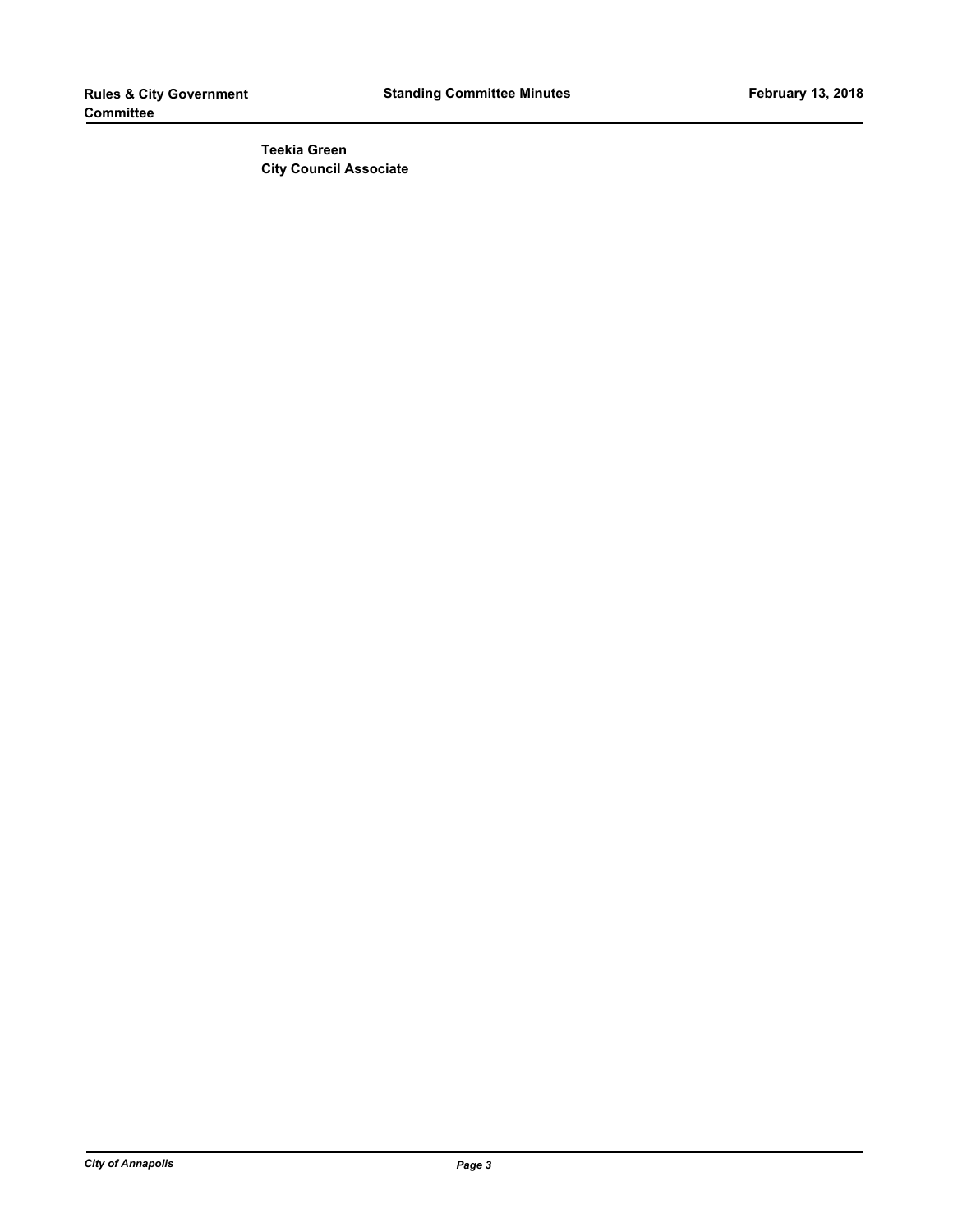**Teekia Green**
**City Council Associate**